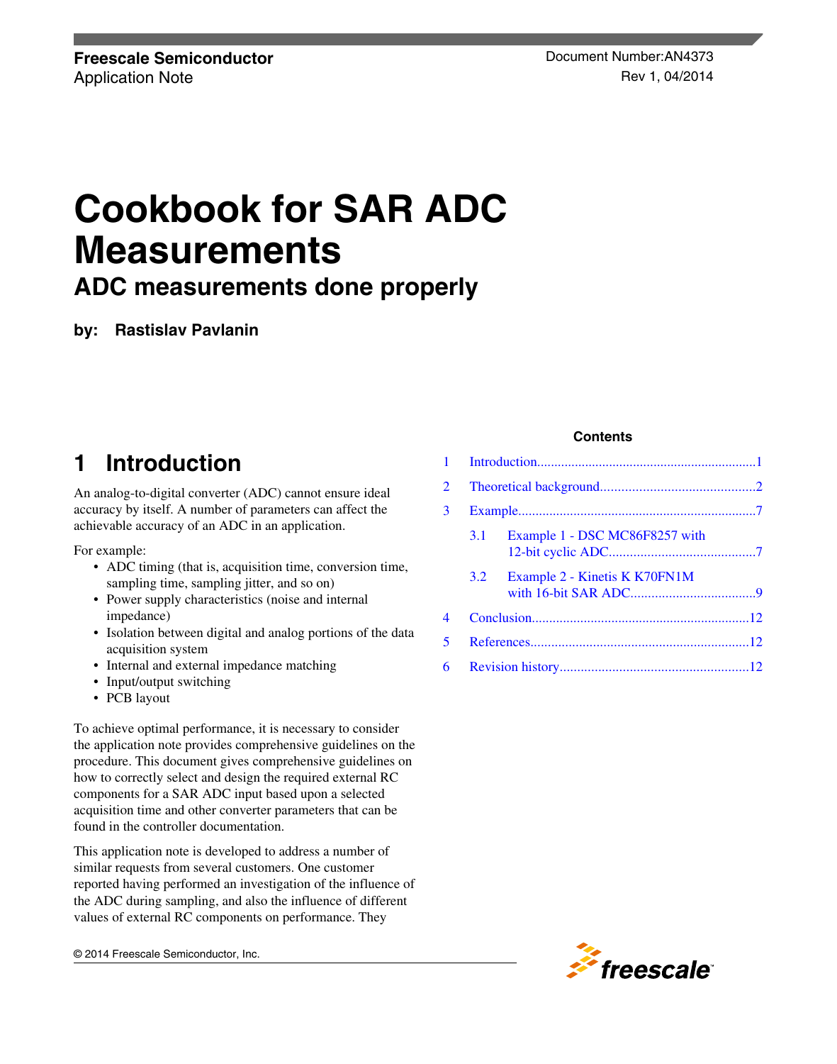Freescale Semiconductor
Application Note

Document Number:AN4373
Rev 1, 04/2014

# Cookbook for SAR ADC Measurements

## ADC measurements done properly

**by: Rastislav Pavlanin**

**Contents**

| | | |
|---|---|---|
| 1 | Introduction | 1 |
| 2 | Theoretical background | 2 |
| 3 | Example | 7 |
| 3.1 | Example 1 - DSC MC86F8257 with 12-bit cyclic ADC | 7 |
| 3.2 | Example 2 - Kinetis K K70FN1M with 16-bit SAR ADC | 9 |
| 4 | Conclusion | 12 |
| 5 | References | 12 |
| 6 | Revision history | 12 |

## 1 Introduction

An analog-to-digital converter (ADC) cannot ensure ideal accuracy by itself. A number of parameters can affect the achievable accuracy of an ADC in an application.

For example:

- ADC timing (that is, acquisition time, conversion time, sampling time, sampling jitter, and so on)
- Power supply characteristics (noise and internal impedance)
- Isolation between digital and analog portions of the data acquisition system
- Internal and external impedance matching
- Input/output switching
- PCB layout

To achieve optimal performance, it is necessary to consider the application note provides comprehensive guidelines on the procedure. This document gives comprehensive guidelines on how to correctly select and design the required external RC components for a SAR ADC input based upon a selected acquisition time and other converter parameters that can be found in the controller documentation.

This application note is developed to address a number of similar requests from several customers. One customer reported having performed an investigation of the influence of the ADC during sampling, and also the influence of different values of external RC components on performance. They

© 2014 Freescale Semiconductor, Inc.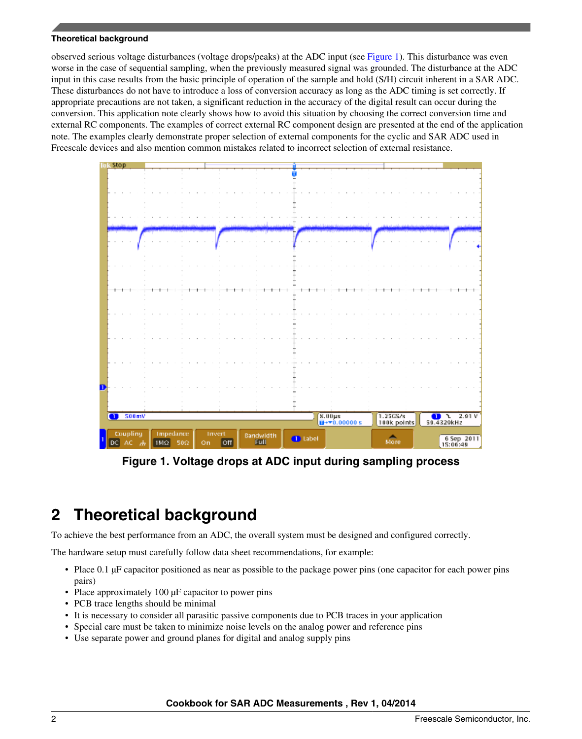observed serious voltage disturbances (voltage drops/peaks) at the ADC input (see Figure 1). This disturbance was even worse in the case of sequential sampling, when the previously measured signal was grounded. The disturbance at the ADC input in this case results from the basic principle of operation of the sample and hold (S/H) circuit inherent in a SAR ADC. These disturbances do not have to introduce a loss of conversion accuracy as long as the ADC timing is set correctly. If appropriate precautions are not taken, a significant reduction in the accuracy of the digital result can occur during the conversion. This application note clearly shows how to avoid this situation by choosing the correct conversion time and external RC components. The examples of correct external RC component design are presented at the end of the application note. The examples clearly demonstrate proper selection of external components for the cyclic and SAR ADC used in Freescale devices and also mention common mistakes related to incorrect selection of external resistance.

**Figure 1. Voltage drops at ADC input during sampling process**

## 2 Theoretical background

To achieve the best performance from an ADC, the overall system must be designed and configured correctly.

The hardware setup must carefully follow data sheet recommendations, for example:

- Place 0.1 µF capacitor positioned as near as possible to the package power pins (one capacitor for each power pins pairs)
- Place approximately 100 µF capacitor to power pins
- PCB trace lengths should be minimal
- It is necessary to consider all parasitic passive components due to PCB traces in your application
- Special care must be taken to minimize noise levels on the analog power and reference pins
- Use separate power and ground planes for digital and analog supply pins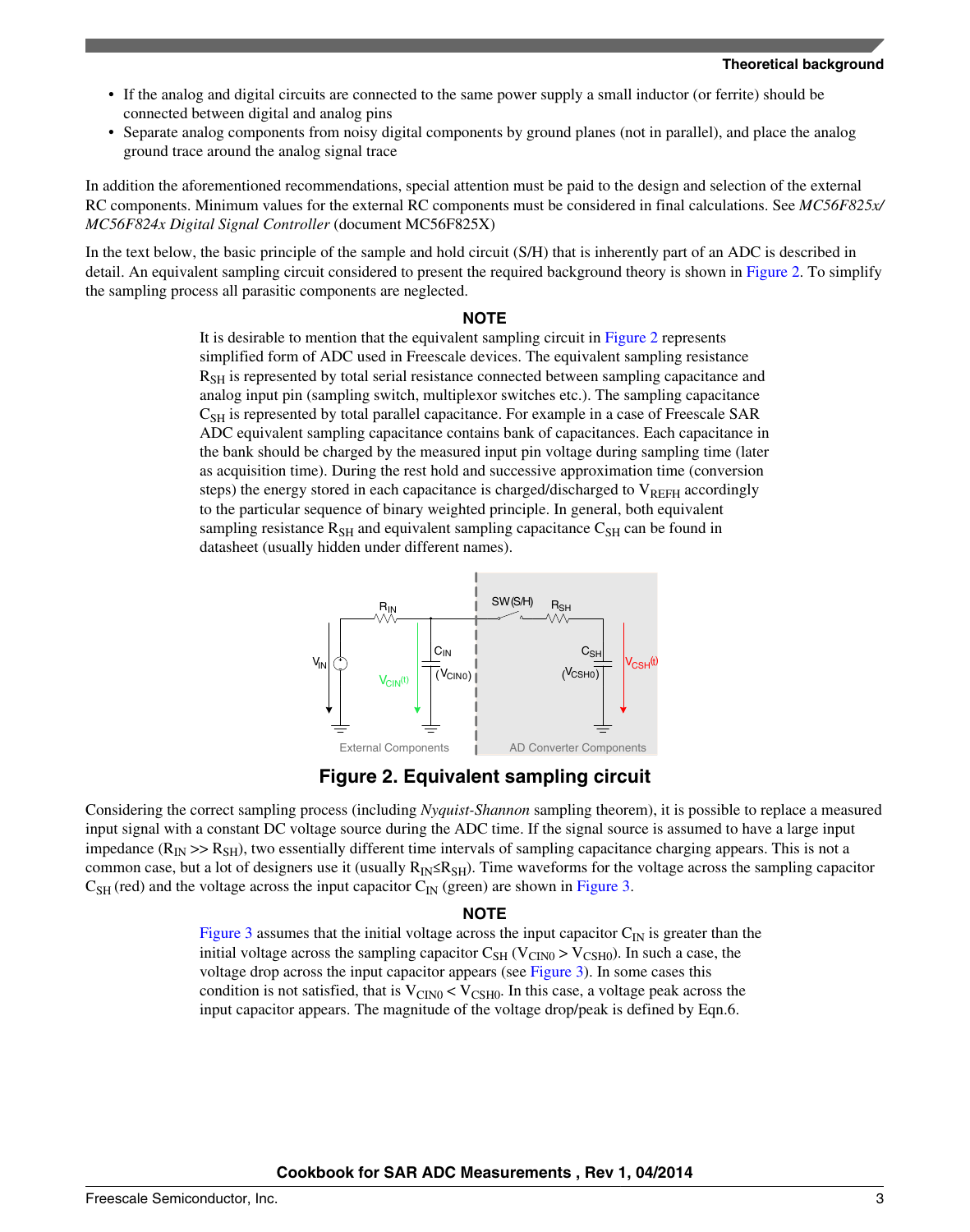- If the analog and digital circuits are connected to the same power supply a small inductor (or ferrite) should be connected between digital and analog pins
- Separate analog components from noisy digital components by ground planes (not in parallel), and place the analog ground trace around the analog signal trace

In addition the aforementioned recommendations, special attention must be paid to the design and selection of the external RC components. Minimum values for the external RC components must be considered in final calculations. See *MC56F825x/ MC56F824x Digital Signal Controller* (document MC56F825X)

In the text below, the basic principle of the sample and hold circuit (S/H) that is inherently part of an ADC is described in detail. An equivalent sampling circuit considered to present the required background theory is shown in Figure 2. To simplify the sampling process all parasitic components are neglected.

**NOTE**

It is desirable to mention that the equivalent sampling circuit in Figure 2 represents simplified form of ADC used in Freescale devices. The equivalent sampling resistance $R_{SH}$ is represented by total serial resistance connected between sampling capacitance and analog input pin (sampling switch, multiplexor switches etc.). The sampling capacitance $C_{SH}$ is represented by total parallel capacitance. For example in a case of Freescale SAR ADC equivalent sampling capacitance contains bank of capacitances. Each capacitance in the bank should be charged by the measured input pin voltage during sampling time (later as acquisition time). During the rest hold and successive approximation time (conversion steps) the energy stored in each capacitance is charged/discharged to $V_{REFH}$ accordingly to the particular sequence of binary weighted principle. In general, both equivalent sampling resistance $R_{SH}$ and equivalent sampling capacitance $C_{SH}$ can be found in datasheet (usually hidden under different names).

**Figure 2. Equivalent sampling circuit**

Considering the correct sampling process (including *Nyquist-Shannon* sampling theorem), it is possible to replace a measured input signal with a constant DC voltage source during the ADC time. If the signal source is assumed to have a large input impedance ($R_{IN} >> R_{SH}$), two essentially different time intervals of sampling capacitance charging appears. This is not a common case, but a lot of designers use it (usually $R_{IN} \leq R_{SH}$). Time waveforms for the voltage across the sampling capacitor $C_{SH}$ (red) and the voltage across the input capacitor $C_{IN}$ (green) are shown in Figure 3.

**NOTE**

Figure 3 assumes that the initial voltage across the input capacitor $C_{IN}$ is greater than the initial voltage across the sampling capacitor $C_{SH}$ ($V_{CIN0} > V_{CSH0}$). In such a case, the voltage drop across the input capacitor appears (see Figure 3). In some cases this condition is not satisfied, that is $V_{CIN0} < V_{CSH0}$. In this case, a voltage peak across the input capacitor appears. The magnitude of the voltage drop/peak is defined by Eqn.6.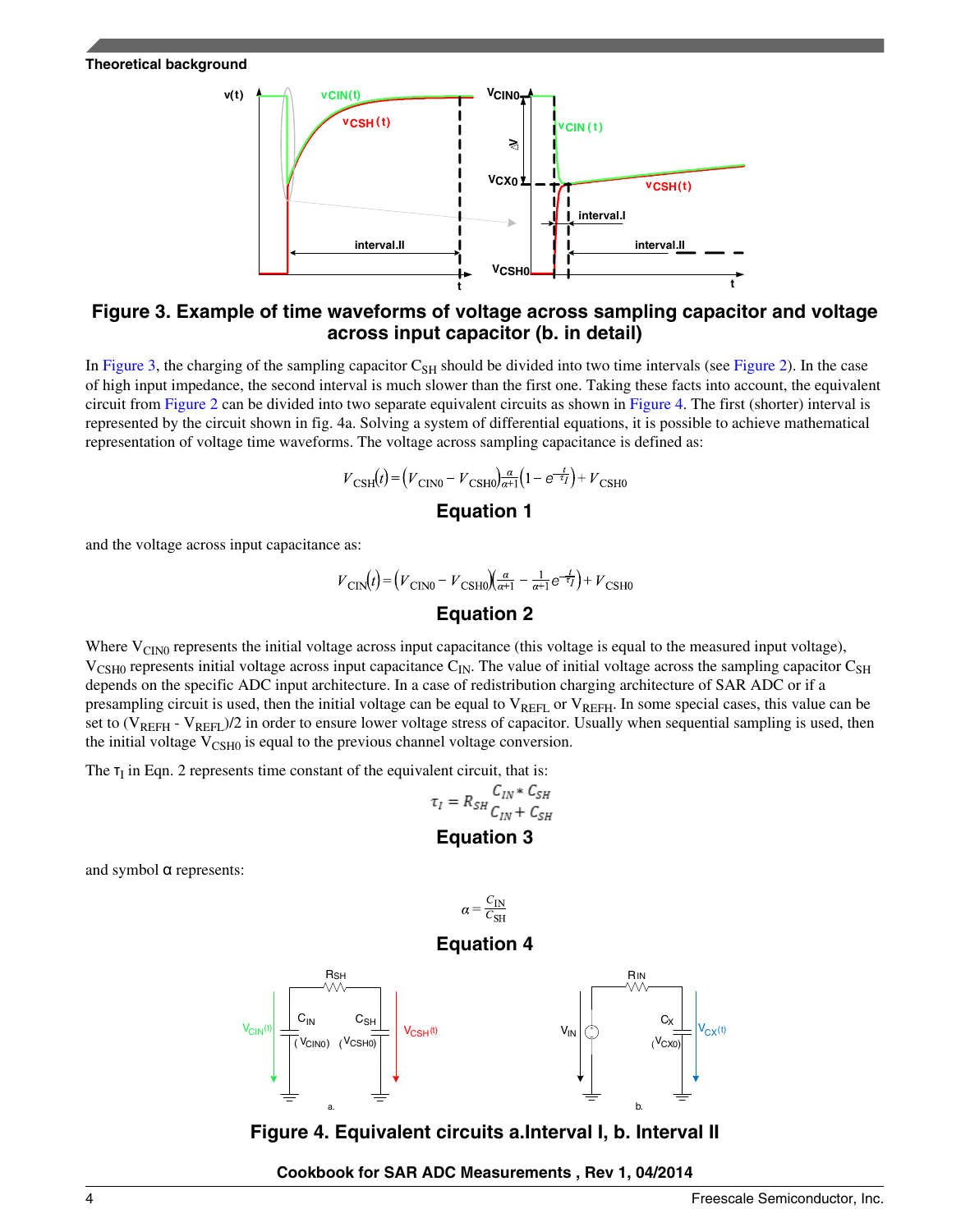**Figure 3. Example of time waveforms of voltage across sampling capacitor and voltage across input capacitor (b. in detail)**

In Figure 3, the charging of the sampling capacitor $C_{SH}$ should be divided into two time intervals (see Figure 2). In the case of high input impedance, the second interval is much slower than the first one. Taking these facts into account, the equivalent circuit from Figure 2 can be divided into two separate equivalent circuits as shown in Figure 4. The first (shorter) interval is represented by the circuit shown in fig. 4a. Solving a system of differential equations, it is possible to achieve mathematical representation of voltage time waveforms. The voltage across sampling capacitance is defined as:

$$V_{CSH}(t) = \left(V_{CIN0} - V_{CSH0}\right)\frac{\alpha}{\alpha+1}\left(1 - e^{-\frac{t}{\tau_I}}\right) + V_{CSH0}$$

**Equation 1**

and the voltage across input capacitance as:

$$V_{CIN}(t) = \left(V_{CIN0} - V_{CSH0}\right)\left(\frac{\alpha}{\alpha+1} - \frac{1}{\alpha+1}e^{-\frac{t}{\tau_I}}\right) + V_{CSH0}$$

**Equation 2**

Where $V_{CIN0}$ represents the initial voltage across input capacitance (this voltage is equal to the measured input voltage), $V_{CSH0}$ represents initial voltage across input capacitance $C_{IN}$. The value of initial voltage across the sampling capacitor $C_{SH}$ depends on the specific ADC input architecture. In a case of redistribution charging architecture of SAR ADC or if a presampling circuit is used, then the initial voltage can be equal to $V_{REFL}$ or $V_{REFH}$. In some special cases, this value can be set to $(V_{REFH} - V_{REFL})/2$ in order to ensure lower voltage stress of capacitor. Usually when sequential sampling is used, then the initial voltage $V_{CSH0}$ is equal to the previous channel voltage conversion.

The $\tau_I$ in Eqn. 2 represents time constant of the equivalent circuit, that is:

$$\tau_I = R_{SH}\frac{C_{IN} * C_{SH}}{C_{IN} + C_{SH}}$$

**Equation 3**

and symbol α represents:

$$\alpha = \frac{C_{IN}}{C_{SH}}$$

**Equation 4**

**Figure 4. Equivalent circuits a.Interval I, b. Interval II**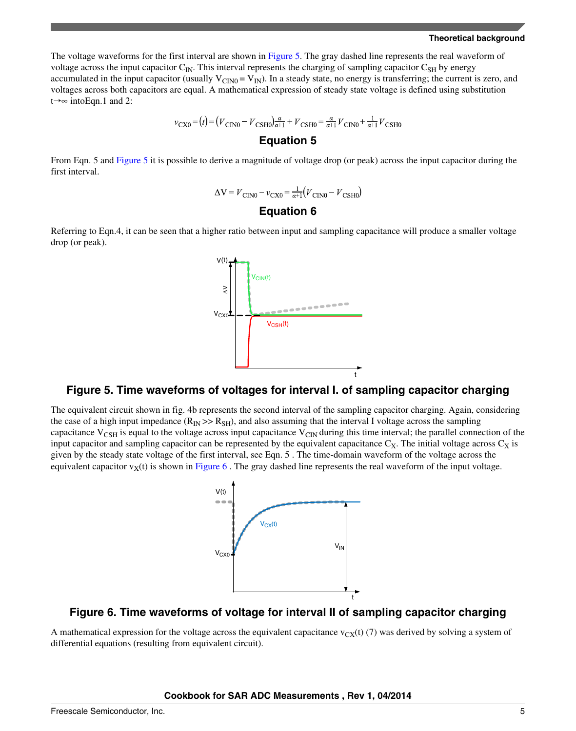The voltage waveforms for the first interval are shown in Figure 5. The gray dashed line represents the real waveform of voltage across the input capacitor $C_{IN}$. This interval represents the charging of sampling capacitor $C_{SH}$ by energy accumulated in the input capacitor (usually $V_{CIN0} = V_{IN}$). In a steady state, no energy is transferring; the current is zero, and voltages across both capacitors are equal. A mathematical expression of steady state voltage is defined using substitution $t \rightarrow \infty$ intoEqn.1 and 2:

$$v_{CX0} = (t) = (V_{CIN0} - V_{CSH0})\frac{\alpha}{\alpha+1} + V_{CSH0} = \frac{\alpha}{\alpha+1}V_{CIN0} + \frac{1}{\alpha+1}V_{CSH0}$$

**Equation 5**

From Eqn. 5 and Figure 5 it is possible to derive a magnitude of voltage drop (or peak) across the input capacitor during the first interval.

$$\Delta V = V_{CIN0} - v_{CX0} = \frac{1}{\alpha+1}(V_{CIN0} - V_{CSH0})$$

**Equation 6**

Referring to Eqn.4, it can be seen that a higher ratio between input and sampling capacitance will produce a smaller voltage drop (or peak).

**Figure 5. Time waveforms of voltages for interval I. of sampling capacitor charging**

The equivalent circuit shown in fig. 4b represents the second interval of the sampling capacitor charging. Again, considering the case of a high input impedance ($R_{IN} >> R_{SH}$), and also assuming that the interval I voltage across the sampling capacitance $V_{CSH}$ is equal to the voltage across input capacitance $V_{CIN}$ during this time interval; the parallel connection of the input capacitor and sampling capacitor can be represented by the equivalent capacitance $C_X$. The initial voltage across $C_X$ is given by the steady state voltage of the first interval, see Eqn. 5 . The time-domain waveform of the voltage across the equivalent capacitor $v_X(t)$ is shown in Figure 6 . The gray dashed line represents the real waveform of the input voltage.

**Figure 6. Time waveforms of voltage for interval II of sampling capacitor charging**

A mathematical expression for the voltage across the equivalent capacitance $v_{CX}(t)$ (7) was derived by solving a system of differential equations (resulting from equivalent circuit).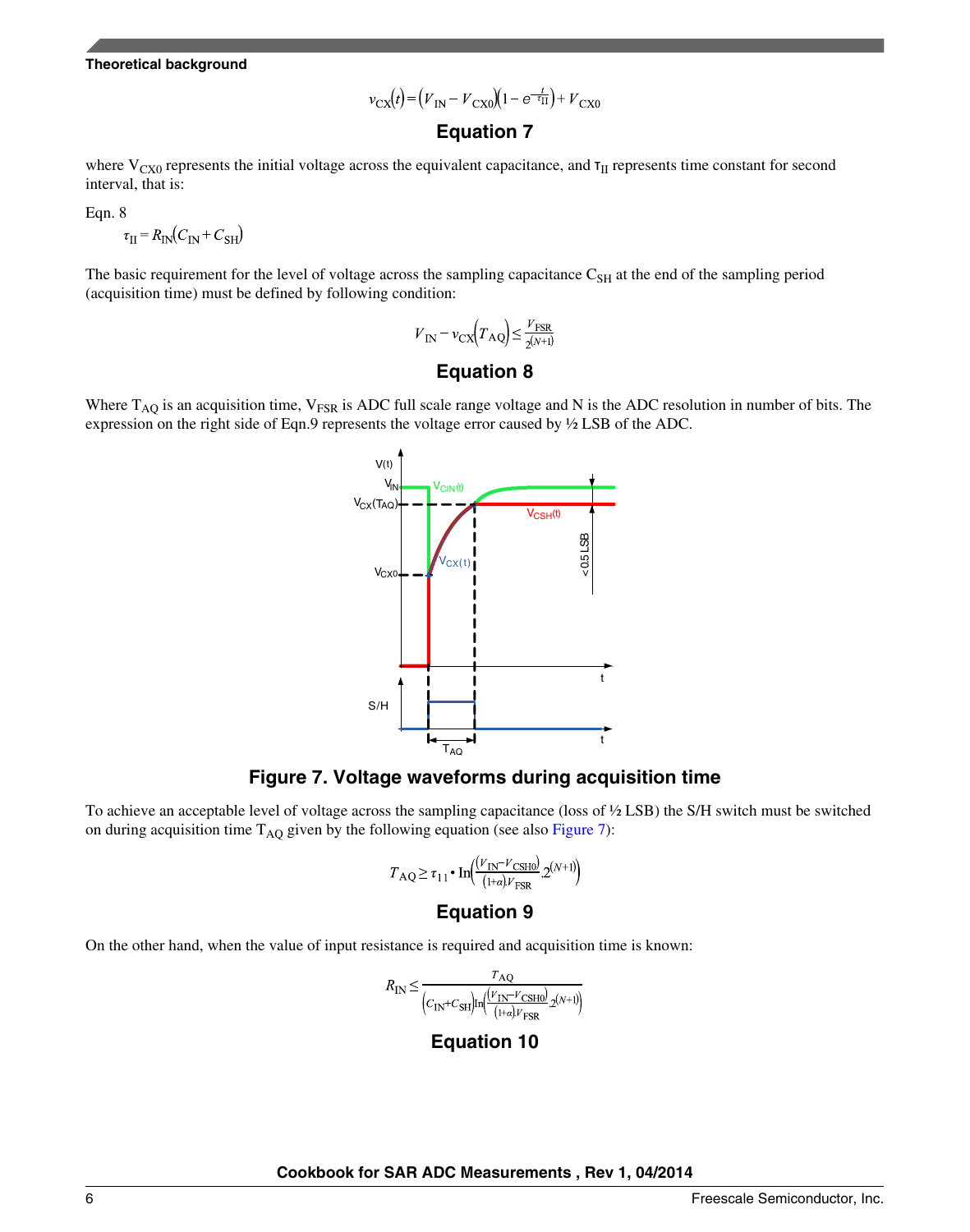$$v_{CX}(t) = (V_{IN} - V_{CX0})\left(1 - e^{-\frac{t}{\tau_{II}}}\right) + V_{CX0}$$

**Equation 7**

where $V_{CX0}$ represents the initial voltage across the equivalent capacitance, and $\tau_{II}$ represents time constant for second interval, that is:

Eqn. 8

$$\tau_{II} = R_{IN}(C_{IN} + C_{SH})$$

The basic requirement for the level of voltage across the sampling capacitance $C_{SH}$ at the end of the sampling period (acquisition time) must be defined by following condition:

$$V_{IN} - v_{CX}(T_{AQ}) \leq \frac{V_{FSR}}{2^{(N+1)}}$$

**Equation 8**

Where $T_{AQ}$ is an acquisition time, $V_{FSR}$ is ADC full scale range voltage and N is the ADC resolution in number of bits. The expression on the right side of Eqn.9 represents the voltage error caused by ½ LSB of the ADC.

**Figure 7. Voltage waveforms during acquisition time**

To achieve an acceptable level of voltage across the sampling capacitance (loss of ½ LSB) the S/H switch must be switched on during acquisition time $T_{AQ}$ given by the following equation (see also Figure 7):

$$T_{AQ} \geq \tau_{11} \bullet \ln\left(\frac{(V_{IN} - V_{CSH0})}{(1+\alpha)V_{FSR}} \cdot 2^{(N+1)}\right)$$

**Equation 9**

On the other hand, when the value of input resistance is required and acquisition time is known:

$$R_{IN} \leq \frac{T_{AQ}}{(C_{IN} + C_{SH})\ln\left(\frac{(V_{IN} - V_{CSH0})}{(1+\alpha)V_{FSR}} \cdot 2^{(N+1)}\right)}$$

**Equation 10**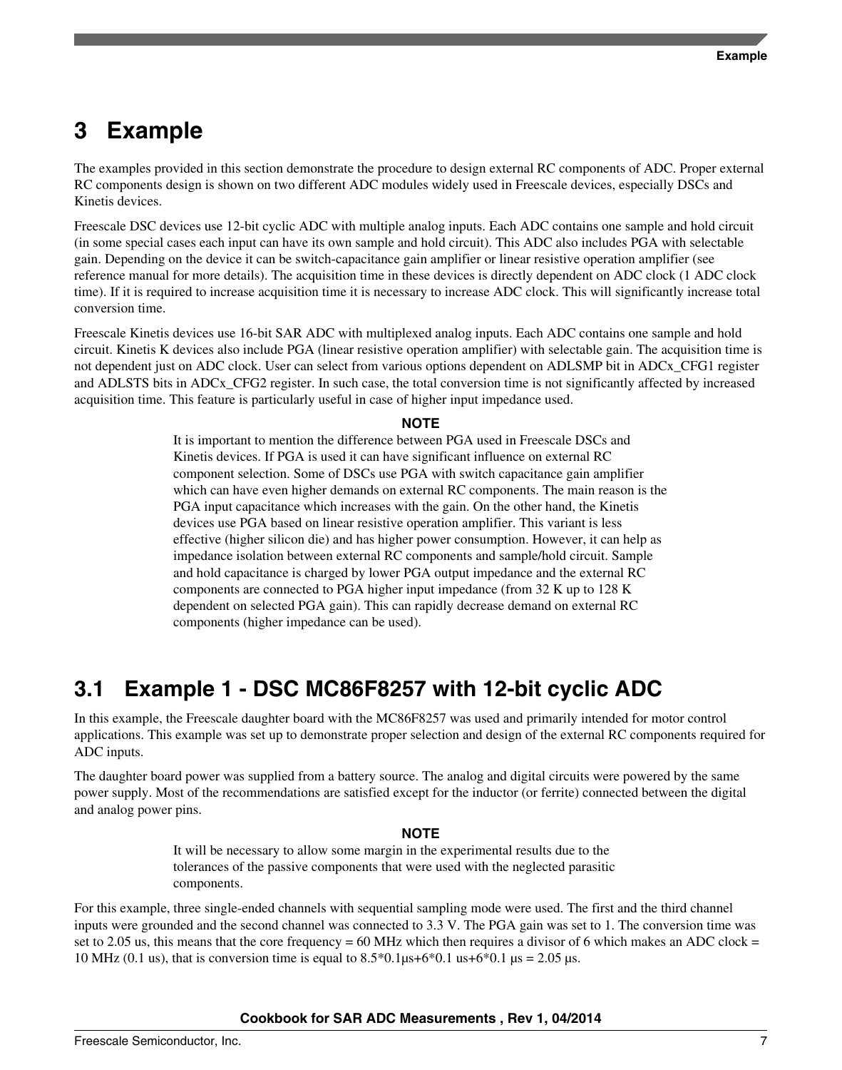# 3 Example

The examples provided in this section demonstrate the procedure to design external RC components of ADC. Proper external RC components design is shown on two different ADC modules widely used in Freescale devices, especially DSCs and Kinetis devices.

Freescale DSC devices use 12-bit cyclic ADC with multiple analog inputs. Each ADC contains one sample and hold circuit (in some special cases each input can have its own sample and hold circuit). This ADC also includes PGA with selectable gain. Depending on the device it can be switch-capacitance gain amplifier or linear resistive operation amplifier (see reference manual for more details). The acquisition time in these devices is directly dependent on ADC clock (1 ADC clock time). If it is required to increase acquisition time it is necessary to increase ADC clock. This will significantly increase total conversion time.

Freescale Kinetis devices use 16-bit SAR ADC with multiplexed analog inputs. Each ADC contains one sample and hold circuit. Kinetis K devices also include PGA (linear resistive operation amplifier) with selectable gain. The acquisition time is not dependent just on ADC clock. User can select from various options dependent on ADLSMP bit in ADCx_CFG1 register and ADLSTS bits in ADCx_CFG2 register. In such case, the total conversion time is not significantly affected by increased acquisition time. This feature is particularly useful in case of higher input impedance used.

**NOTE**

It is important to mention the difference between PGA used in Freescale DSCs and Kinetis devices. If PGA is used it can have significant influence on external RC component selection. Some of DSCs use PGA with switch capacitance gain amplifier which can have even higher demands on external RC components. The main reason is the PGA input capacitance which increases with the gain. On the other hand, the Kinetis devices use PGA based on linear resistive operation amplifier. This variant is less effective (higher silicon die) and has higher power consumption. However, it can help as impedance isolation between external RC components and sample/hold circuit. Sample and hold capacitance is charged by lower PGA output impedance and the external RC components are connected to PGA higher input impedance (from 32 K up to 128 K dependent on selected PGA gain). This can rapidly decrease demand on external RC components (higher impedance can be used).

## 3.1 Example 1 - DSC MC86F8257 with 12-bit cyclic ADC

In this example, the Freescale daughter board with the MC86F8257 was used and primarily intended for motor control applications. This example was set up to demonstrate proper selection and design of the external RC components required for ADC inputs.

The daughter board power was supplied from a battery source. The analog and digital circuits were powered by the same power supply. Most of the recommendations are satisfied except for the inductor (or ferrite) connected between the digital and analog power pins.

**NOTE**

It will be necessary to allow some margin in the experimental results due to the tolerances of the passive components that were used with the neglected parasitic components.

For this example, three single-ended channels with sequential sampling mode were used. The first and the third channel inputs were grounded and the second channel was connected to 3.3 V. The PGA gain was set to 1. The conversion time was set to 2.05 us, this means that the core frequency = 60 MHz which then requires a divisor of 6 which makes an ADC clock = 10 MHz (0.1 us), that is conversion time is equal to 8.5*0.1µs+6*0.1 us+6*0.1 µs = 2.05 µs.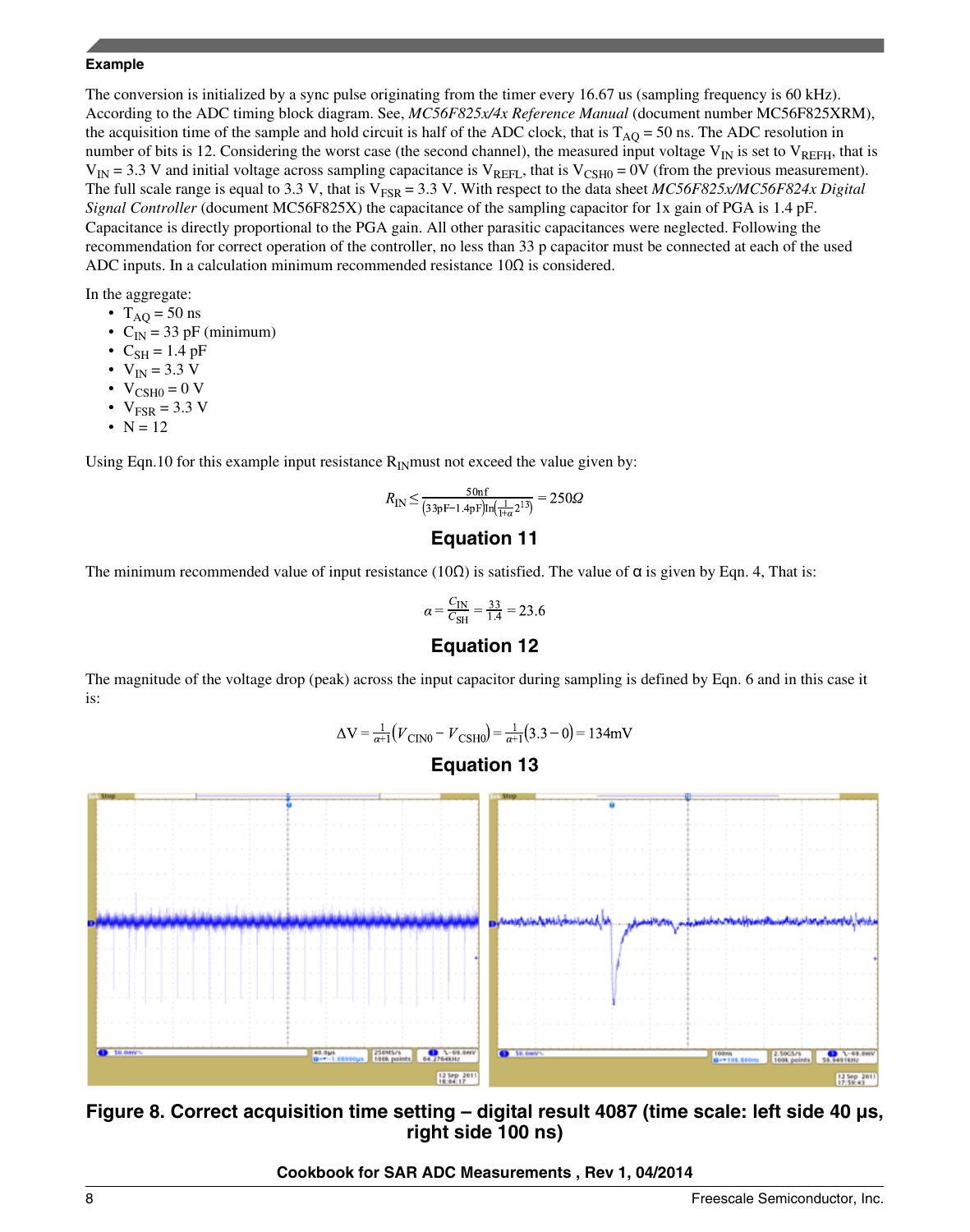### Example

The conversion is initialized by a sync pulse originating from the timer every 16.67 us (sampling frequency is 60 kHz). According to the ADC timing block diagram. See, *MC56F825x/4x Reference Manual* (document number MC56F825XRM), the acquisition time of the sample and hold circuit is half of the ADC clock, that is $T_{AQ}$ = 50 ns. The ADC resolution in number of bits is 12. Considering the worst case (the second channel), the measured input voltage $V_{IN}$ is set to $V_{REFH}$, that is $V_{IN}$ = 3.3 V and initial voltage across sampling capacitance is $V_{REFL}$, that is $V_{CSH0}$ = 0V (from the previous measurement). The full scale range is equal to 3.3 V, that is $V_{FSR}$ = 3.3 V. With respect to the data sheet *MC56F825x/MC56F824x Digital Signal Controller* (document MC56F825X) the capacitance of the sampling capacitor for 1x gain of PGA is 1.4 pF. Capacitance is directly proportional to the PGA gain. All other parasitic capacitances were neglected. Following the recommendation for correct operation of the controller, no less than 33 p capacitor must be connected at each of the used ADC inputs. In a calculation minimum recommended resistance 10Ω is considered.

In the aggregate:

- $T_{AQ}$ = 50 ns
- $C_{IN}$ = 33 pF (minimum)
- $C_{SH}$ = 1.4 pF
- $V_{IN}$ = 3.3 V
- $V_{CSH0}$ = 0 V
- $V_{FSR}$ = 3.3 V
- N = 12

Using Eqn.10 for this example input resistance $R_{IN}$must not exceed the value given by:

$$R_{IN} \leq \frac{50nf}{(33pF-1.4pF)\ln\left(\frac{1}{1+\alpha}2^{13}\right)} = 250\Omega$$

**Equation 11**

The minimum recommended value of input resistance (10Ω) is satisfied. The value of α is given by Eqn. 4, That is:

$$\alpha = \frac{C_{IN}}{C_{SH}} = \frac{33}{1.4} = 23.6$$

**Equation 12**

The magnitude of the voltage drop (peak) across the input capacitor during sampling is defined by Eqn. 6 and in this case it is:

$$\Delta V = \frac{1}{\alpha+1}(V_{CIN0} - V_{CSH0}) = \frac{1}{\alpha+1}(3.3 - 0) = 134\text{mV}$$

**Equation 13**

**Figure 8. Correct acquisition time setting – digital result 4087 (time scale: left side 40 μs, right side 100 ns)**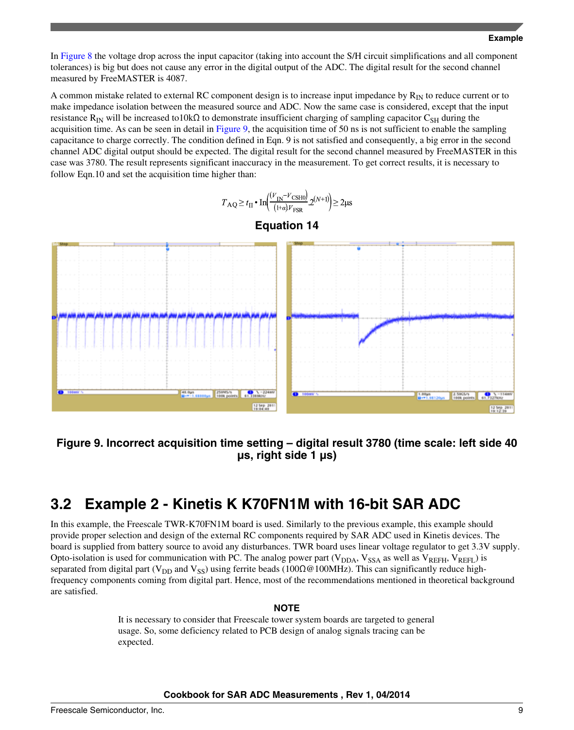In Figure 8 the voltage drop across the input capacitor (taking into account the S/H circuit simplifications and all component tolerances) is big but does not cause any error in the digital output of the ADC. The digital result for the second channel measured by FreeMASTER is 4087.

A common mistake related to external RC component design is to increase input impedance by $R_{IN}$ to reduce current or to make impedance isolation between the measured source and ADC. Now the same case is considered, except that the input resistance $R_{IN}$ will be increased to10kΩ to demonstrate insufficient charging of sampling capacitor $C_{SH}$ during the acquisition time. As can be seen in detail in Figure 9, the acquisition time of 50 ns is not sufficient to enable the sampling capacitance to charge correctly. The condition defined in Eqn. 9 is not satisfied and consequently, a big error in the second channel ADC digital output should be expected. The digital result for the second channel measured by FreeMASTER in this case was 3780. The result represents significant inaccuracy in the measurement. To get correct results, it is necessary to follow Eqn.10 and set the acquisition time higher than:

$$T_{AQ} \geq t_{II} \bullet \ln\left(\frac{(V_{IN} - V_{CSH0})}{(1+\alpha)V_{FSR}} \cdot 2^{(N+1)}\right) \geq 2\mu s$$

**Equation 14**

**Figure 9. Incorrect acquisition time setting – digital result 3780 (time scale: left side 40 µs, right side 1 µs)**

## 3.2 Example 2 - Kinetis K K70FN1M with 16-bit SAR ADC

In this example, the Freescale TWR-K70FN1M board is used. Similarly to the previous example, this example should provide proper selection and design of the external RC components required by SAR ADC used in Kinetis devices. The board is supplied from battery source to avoid any disturbances. TWR board uses linear voltage regulator to get 3.3V supply. Opto-isolation is used for communication with PC. The analog power part ($V_{DDA}$, $V_{SSA}$ as well as $V_{REFH}$, $V_{REFL}$) is separated from digital part ($V_{DD}$ and $V_{SS}$) using ferrite beads (100Ω@100MHz). This can significantly reduce high-frequency components coming from digital part. Hence, most of the recommendations mentioned in theoretical background are satisfied.

**NOTE**

It is necessary to consider that Freescale tower system boards are targeted to general usage. So, some deficiency related to PCB design of analog signals tracing can be expected.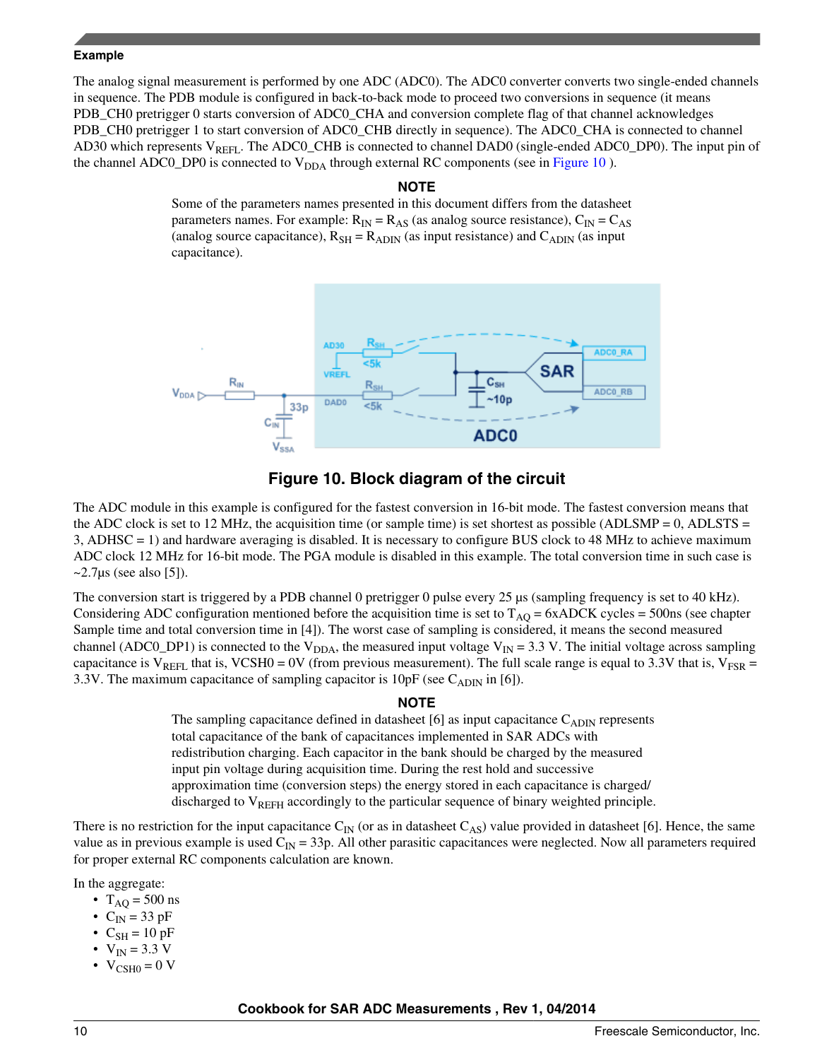**Example**

The analog signal measurement is performed by one ADC (ADC0). The ADC0 converter converts two single-ended channels in sequence. The PDB module is configured in back-to-back mode to proceed two conversions in sequence (it means PDB_CH0 pretrigger 0 starts conversion of ADC0_CHA and conversion complete flag of that channel acknowledges PDB_CH0 pretrigger 1 to start conversion of ADC0_CHB directly in sequence). The ADC0_CHA is connected to channel AD30 which represents $V_{REFL}$. The ADC0_CHB is connected to channel DAD0 (single-ended ADC0_DP0). The input pin of the channel ADC0_DP0 is connected to $V_{DDA}$ through external RC components (see in Figure 10 ).

**NOTE**

Some of the parameters names presented in this document differs from the datasheet parameters names. For example: $R_{IN} = R_{AS}$ (as analog source resistance), $C_{IN} = C_{AS}$ (analog source capacitance), $R_{SH} = R_{ADIN}$ (as input resistance) and $C_{ADIN}$ (as input capacitance).

**Figure 10. Block diagram of the circuit**

The ADC module in this example is configured for the fastest conversion in 16-bit mode. The fastest conversion means that the ADC clock is set to 12 MHz, the acquisition time (or sample time) is set shortest as possible (ADLSMP = 0, ADLSTS = 3, ADHSC = 1) and hardware averaging is disabled. It is necessary to configure BUS clock to 48 MHz to achieve maximum ADC clock 12 MHz for 16-bit mode. The PGA module is disabled in this example. The total conversion time in such case is ~2.7µs (see also [5]).

The conversion start is triggered by a PDB channel 0 pretrigger 0 pulse every 25 µs (sampling frequency is set to 40 kHz). Considering ADC configuration mentioned before the acquisition time is set to $T_{AQ}$ = 6xADCK cycles = 500ns (see chapter Sample time and total conversion time in [4]). The worst case of sampling is considered, it means the second measured channel (ADC0_DP1) is connected to the $V_{DDA}$, the measured input voltage $V_{IN}$ = 3.3 V. The initial voltage across sampling capacitance is $V_{REFL}$ that is, VCSH0 = 0V (from previous measurement). The full scale range is equal to 3.3V that is, $V_{FSR}$ = 3.3V. The maximum capacitance of sampling capacitor is 10pF (see $C_{ADIN}$ in [6]).

**NOTE**

The sampling capacitance defined in datasheet [6] as input capacitance $C_{ADIN}$ represents total capacitance of the bank of capacitances implemented in SAR ADCs with redistribution charging. Each capacitor in the bank should be charged by the measured input pin voltage during acquisition time. During the rest hold and successive approximation time (conversion steps) the energy stored in each capacitance is charged/discharged to $V_{REFH}$ accordingly to the particular sequence of binary weighted principle.

There is no restriction for the input capacitance $C_{IN}$ (or as in datasheet $C_{AS}$) value provided in datasheet [6]. Hence, the same value as in previous example is used $C_{IN}$ = 33p. All other parasitic capacitances were neglected. Now all parameters required for proper external RC components calculation are known.

In the aggregate:

- $T_{AQ}$ = 500 ns
- $C_{IN}$ = 33 pF
- $C_{SH}$ = 10 pF
- $V_{IN}$ = 3.3 V
- $V_{CSH0}$ = 0 V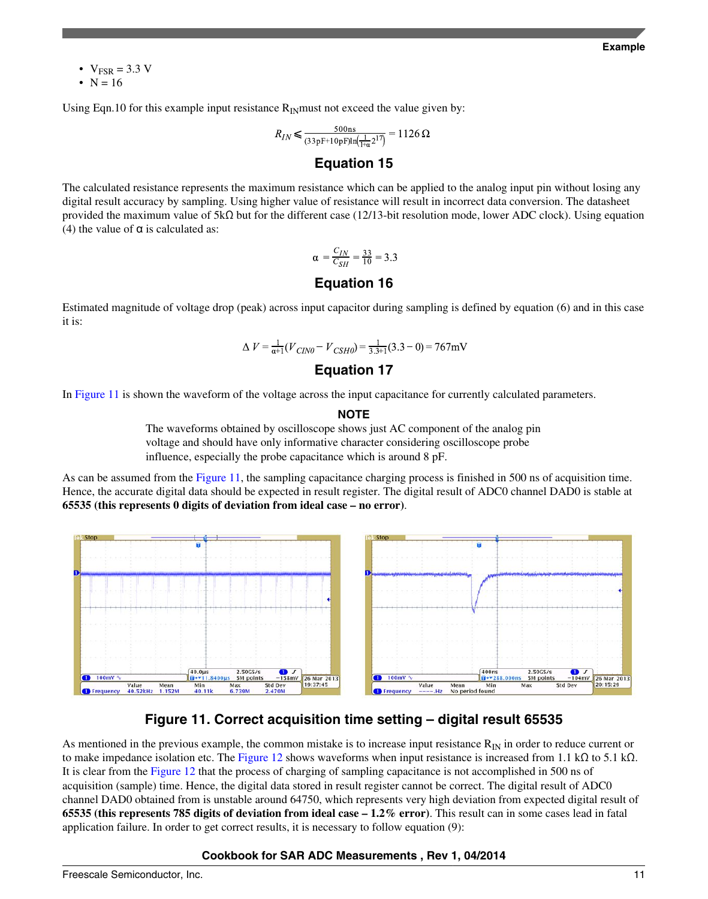- $V_{FSR} = 3.3$ V
- $N = 16$

Using Eqn.10 for this example input resistance $R_{IN}$ must not exceed the value given by:

$$R_{IN} \leqslant \frac{500\text{ns}}{(33\text{pF}+10\text{pF})\ln\left(\frac{1}{1+\alpha}2^{17}\right)} = 1126\,\Omega$$

**Equation 15**

The calculated resistance represents the maximum resistance which can be applied to the analog input pin without losing any digital result accuracy by sampling. Using higher value of resistance will result in incorrect data conversion. The datasheet provided the maximum value of 5kΩ but for the different case (12/13-bit resolution mode, lower ADC clock). Using equation (4) the value of α is calculated as:

$$\alpha = \frac{C_{IN}}{C_{SH}} = \frac{33}{10} = 3.3$$

**Equation 16**

Estimated magnitude of voltage drop (peak) across input capacitor during sampling is defined by equation (6) and in this case it is:

$$\Delta V = \frac{1}{\alpha+1}(V_{CIN0} - V_{CSH0}) = \frac{1}{3.3+1}(3.3-0) = 767\text{mV}$$

**Equation 17**

In Figure 11 is shown the waveform of the voltage across the input capacitance for currently calculated parameters.

**NOTE**

The waveforms obtained by oscilloscope shows just AC component of the analog pin voltage and should have only informative character considering oscilloscope probe influence, especially the probe capacitance which is around 8 pF.

As can be assumed from the Figure 11, the sampling capacitance charging process is finished in 500 ns of acquisition time. Hence, the accurate digital data should be expected in result register. The digital result of ADC0 channel DAD0 is stable at **65535 (this represents 0 digits of deviation from ideal case – no error)**.

**Figure 11. Correct acquisition time setting – digital result 65535**

As mentioned in the previous example, the common mistake is to increase input resistance $R_{IN}$ in order to reduce current or to make impedance isolation etc. The Figure 12 shows waveforms when input resistance is increased from 1.1 kΩ to 5.1 kΩ. It is clear from the Figure 12 that the process of charging of sampling capacitance is not accomplished in 500 ns of acquisition (sample) time. Hence, the digital data stored in result register cannot be correct. The digital result of ADC0 channel DAD0 obtained from is unstable around 64750, which represents very high deviation from expected digital result of **65535 (this represents 785 digits of deviation from ideal case – 1.2% error)**. This result can in some cases lead in fatal application failure. In order to get correct results, it is necessary to follow equation (9):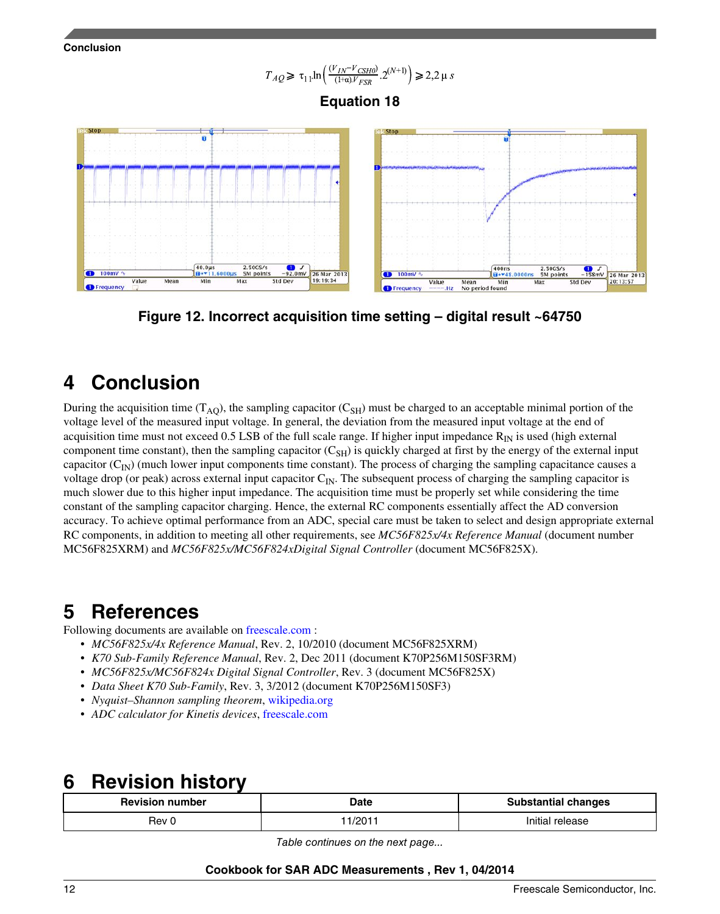$$T_{AQ} \geqslant \tau_{11} \ln\left(\frac{(V_{IN} - V_{CSH0})}{(1+\alpha).V_{FSR}} . 2^{(N+1)}\right) \geqslant 2{,}2\,\mu\,s$$

**Equation 18**

**Figure 12. Incorrect acquisition time setting – digital result ~64750**

## 4 Conclusion

During the acquisition time ($T_{AQ}$), the sampling capacitor ($C_{SH}$) must be charged to an acceptable minimal portion of the voltage level of the measured input voltage. In general, the deviation from the measured input voltage at the end of acquisition time must not exceed 0.5 LSB of the full scale range. If higher input impedance $R_{IN}$ is used (high external component time constant), then the sampling capacitor ($C_{SH}$) is quickly charged at first by the energy of the external input capacitor ($C_{IN}$) (much lower input components time constant). The process of charging the sampling capacitance causes a voltage drop (or peak) across external input capacitor $C_{IN}$. The subsequent process of charging the sampling capacitor is much slower due to this higher input impedance. The acquisition time must be properly set while considering the time constant of the sampling capacitor charging. Hence, the external RC components essentially affect the AD conversion accuracy. To achieve optimal performance from an ADC, special care must be taken to select and design appropriate external RC components, in addition to meeting all other requirements, see *MC56F825x/4x Reference Manual* (document number MC56F825XRM) and *MC56F825x/MC56F824xDigital Signal Controller* (document MC56F825X).

## 5 References

Following documents are available on freescale.com :

- *MC56F825x/4x Reference Manual*, Rev. 2, 10/2010 (document MC56F825XRM)
- *K70 Sub-Family Reference Manual*, Rev. 2, Dec 2011 (document K70P256M150SF3RM)
- *MC56F825x/MC56F824x Digital Signal Controller*, Rev. 3 (document MC56F825X)
- *Data Sheet K70 Sub-Family*, Rev. 3, 3/2012 (document K70P256M150SF3)
- *Nyquist–Shannon sampling theorem*, wikipedia.org
- *ADC calculator for Kinetis devices*, freescale.com

## 6 Revision history

| Revision number | Date | Substantial changes |
|---|---|---|
| Rev 0 | 11/2011 | Initial release |

*Table continues on the next page...*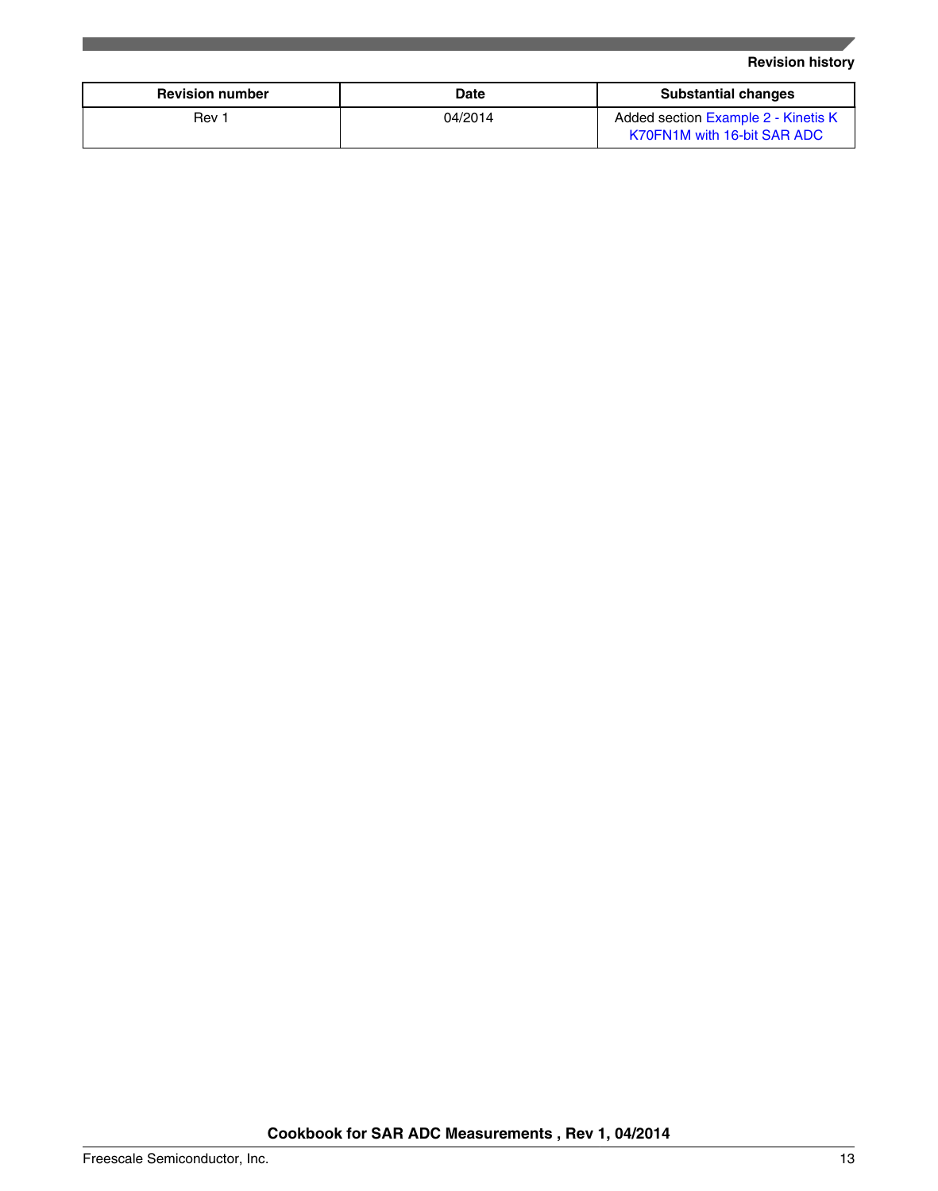| Revision number | Date | Substantial changes |
| --- | --- | --- |
| Rev 1 | 04/2014 | Added section Example 2 - Kinetis K K70FN1M with 16-bit SAR ADC |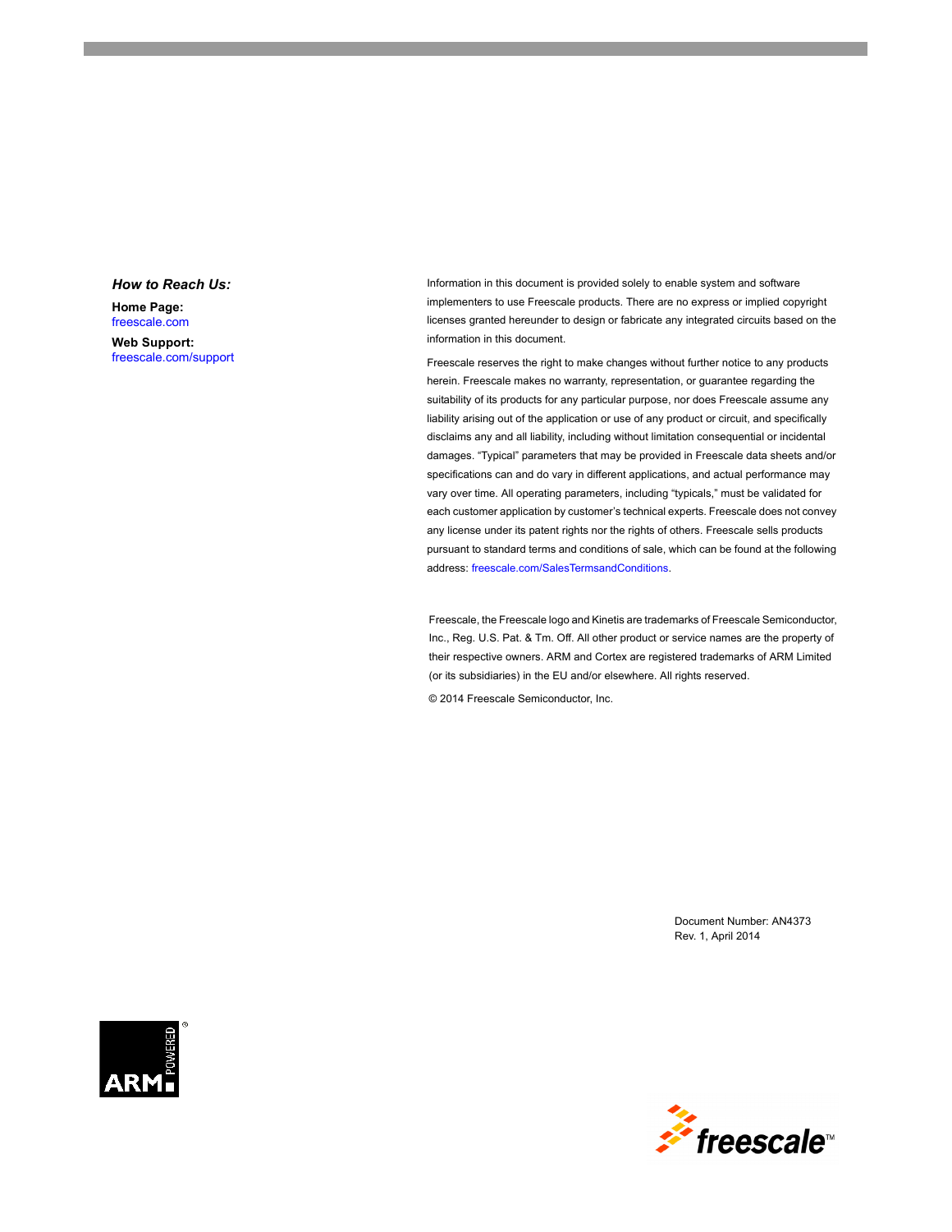***How to Reach Us:***

**Home Page:**
freescale.com

**Web Support:**
freescale.com/support

Information in this document is provided solely to enable system and software implementers to use Freescale products. There are no express or implied copyright licenses granted hereunder to design or fabricate any integrated circuits based on the information in this document.

Freescale reserves the right to make changes without further notice to any products herein. Freescale makes no warranty, representation, or guarantee regarding the suitability of its products for any particular purpose, nor does Freescale assume any liability arising out of the application or use of any product or circuit, and specifically disclaims any and all liability, including without limitation consequential or incidental damages. "Typical" parameters that may be provided in Freescale data sheets and/or specifications can and do vary in different applications, and actual performance may vary over time. All operating parameters, including "typicals," must be validated for each customer application by customer's technical experts. Freescale does not convey any license under its patent rights nor the rights of others. Freescale sells products pursuant to standard terms and conditions of sale, which can be found at the following address: freescale.com/SalesTermsandConditions.

Freescale, the Freescale logo and Kinetis are trademarks of Freescale Semiconductor, Inc., Reg. U.S. Pat. & Tm. Off. All other product or service names are the property of their respective owners. ARM and Cortex are registered trademarks of ARM Limited (or its subsidiaries) in the EU and/or elsewhere. All rights reserved.

© 2014 Freescale Semiconductor, Inc.

Document Number: AN4373
Rev. 1, April 2014